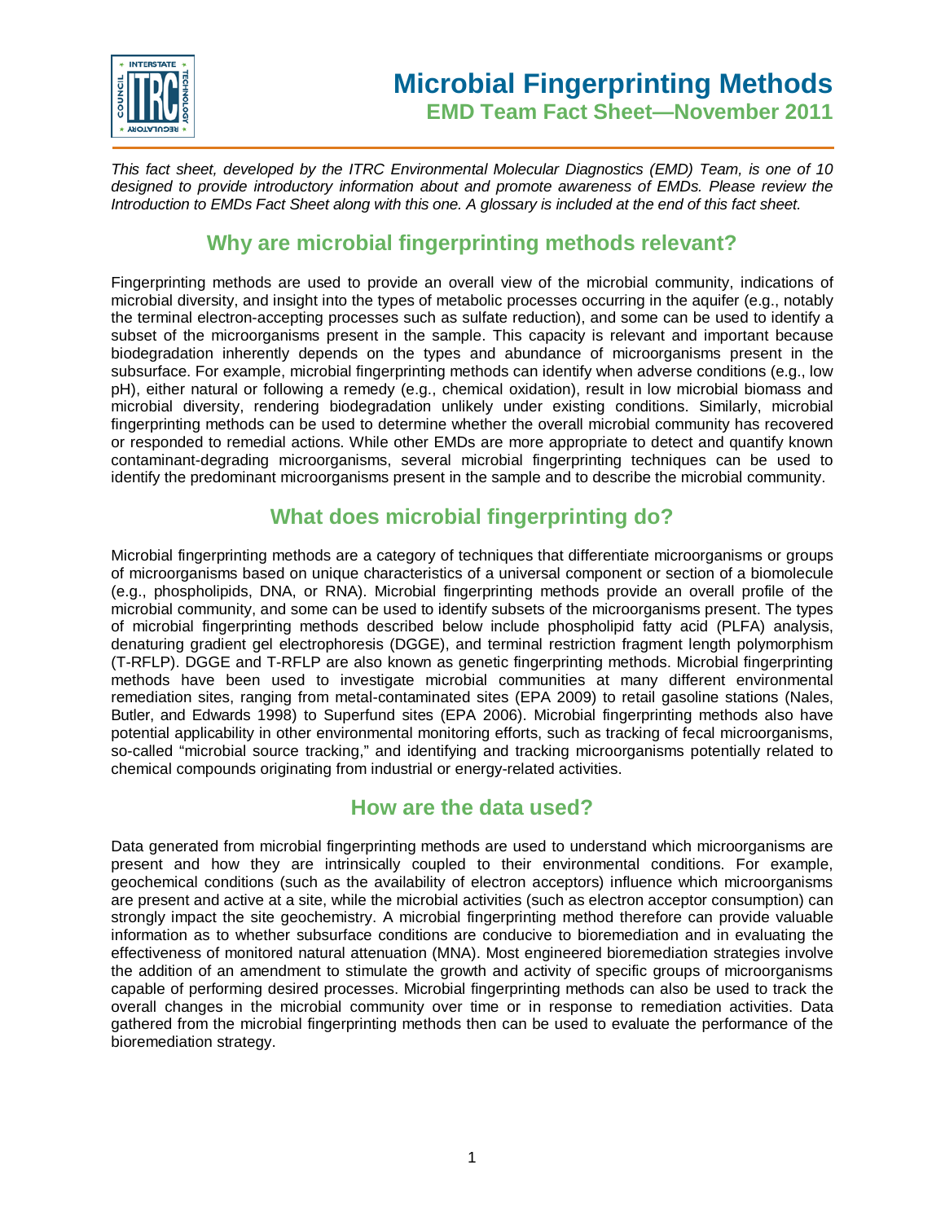# Microbial Fingerprinting Methods

## EMD Team Fact Sheet—November 2011

*This fact sheet, developed by the ITRC Environmental Molecular Diagnostics (EMD) Team, is one of 10 designed to provide introductory information about and promote awareness of EMDs. Please review the Introduction to EMDs Fact Sheet along with this one. A glossary is included at the end of this fact sheet.*

## Why are microbial fingerprinting methods relevant?

Fingerprinting methods are used to provide an overall view of the microbial community, indications of microbial diversity, and insight into the types of metabolic processes occurring in the aquifer (e.g., notably the terminal electron-accepting processes such as sulfate reduction), and some can be used to identify a subset of the microorganisms present in the sample. This capacity is relevant and important because biodegradation inherently depends on the types and abundance of microorganisms present in the subsurface. For example, microbial fingerprinting methods can identify when adverse conditions (e.g., low pH), either natural or following a remedy (e.g., chemical oxidation), result in low microbial biomass and microbial diversity, rendering biodegradation unlikely under existing conditions. Similarly, microbial fingerprinting methods can be used to determine whether the overall microbial community has recovered or responded to remedial actions. While other EMDs are more appropriate to detect and quantify known contaminant-degrading microorganisms, several microbial fingerprinting techniques can be used to identify the predominant microorganisms present in the sample and to describe the microbial community.

## What does microbial fingerprinting do?

Microbial fingerprinting methods are a category of techniques that differentiate microorganisms or groups of microorganisms based on unique characteristics of a universal component or section of a biomolecule (e.g., phospholipids, DNA, or RNA). Microbial fingerprinting methods provide an overall profile of the microbial community, and some can be used to identify subsets of the microorganisms present. The types of microbial fingerprinting methods described below include phospholipid fatty acid (PLFA) analysis, denaturing gradient gel electrophoresis (DGGE), and terminal restriction fragment length polymorphism (T-RFLP). DGGE and T-RFLP are also known as genetic fingerprinting methods. Microbial fingerprinting methods have been used to investigate microbial communities at many different environmental remediation sites, ranging from metal-contaminated sites (EPA 2009) to retail gasoline stations (Nales, Butler, and Edwards 1998) to Superfund sites (EPA 2006). Microbial fingerprinting methods also have potential applicability in other environmental monitoring efforts, such as tracking of fecal microorganisms, so-called "microbial source tracking," and identifying and tracking microorganisms potentially related to chemical compounds originating from industrial or energy-related activities.

## How are the data used?

Data generated from microbial fingerprinting methods are used to understand which microorganisms are present and how they are intrinsically coupled to their environmental conditions. For example, geochemical conditions (such as the availability of electron acceptors) influence which microorganisms are present and active at a site, while the microbial activities (such as electron acceptor consumption) can strongly impact the site geochemistry. A microbial fingerprinting method therefore can provide valuable information as to whether subsurface conditions are conducive to bioremediation and in evaluating the effectiveness of monitored natural attenuation (MNA). Most engineered bioremediation strategies involve the addition of an amendment to stimulate the growth and activity of specific groups of microorganisms capable of performing desired processes. Microbial fingerprinting methods can also be used to track the overall changes in the microbial community over time or in response to remediation activities. Data gathered from the microbial fingerprinting methods then can be used to evaluate the performance of the bioremediation strategy.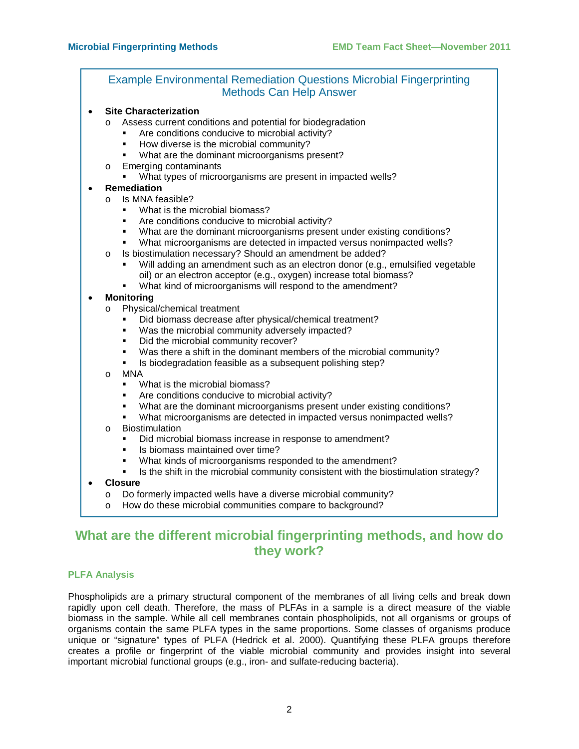### Example Environmental Remediation Questions Microbial Fingerprinting Methods Can Help Answer

- **Site Characterization**
  - Assess current conditions and potential for biodegradation
    - Are conditions conducive to microbial activity?
    - How diverse is the microbial community?
    - What are the dominant microorganisms present?
  - Emerging contaminants
    - What types of microorganisms are present in impacted wells?
- **Remediation**
  - Is MNA feasible?
    - What is the microbial biomass?
    - Are conditions conducive to microbial activity?
    - What are the dominant microorganisms present under existing conditions?
    - What microorganisms are detected in impacted versus nonimpacted wells?
  - Is biostimulation necessary? Should an amendment be added?
    - Will adding an amendment such as an electron donor (e.g., emulsified vegetable oil) or an electron acceptor (e.g., oxygen) increase total biomass?
    - What kind of microorganisms will respond to the amendment?
- **Monitoring**
  - Physical/chemical treatment
    - Did biomass decrease after physical/chemical treatment?
    - Was the microbial community adversely impacted?
    - Did the microbial community recover?
    - Was there a shift in the dominant members of the microbial community?
    - Is biodegradation feasible as a subsequent polishing step?
  - MNA
    - What is the microbial biomass?
    - Are conditions conducive to microbial activity?
    - What are the dominant microorganisms present under existing conditions?
    - What microorganisms are detected in impacted versus nonimpacted wells?
  - Biostimulation
    - Did microbial biomass increase in response to amendment?
    - Is biomass maintained over time?
    - What kinds of microorganisms responded to the amendment?
    - Is the shift in the microbial community consistent with the biostimulation strategy?
- **Closure**
  - Do formerly impacted wells have a diverse microbial community?
  - How do these microbial communities compare to background?

## What are the different microbial fingerprinting methods, and how do they work?

### PLFA Analysis

Phospholipids are a primary structural component of the membranes of all living cells and break down rapidly upon cell death. Therefore, the mass of PLFAs in a sample is a direct measure of the viable biomass in the sample. While all cell membranes contain phospholipids, not all organisms or groups of organisms contain the same PLFA types in the same proportions. Some classes of organisms produce unique or "signature" types of PLFA (Hedrick et al. 2000). Quantifying these PLFA groups therefore creates a profile or fingerprint of the viable microbial community and provides insight into several important microbial functional groups (e.g., iron- and sulfate-reducing bacteria).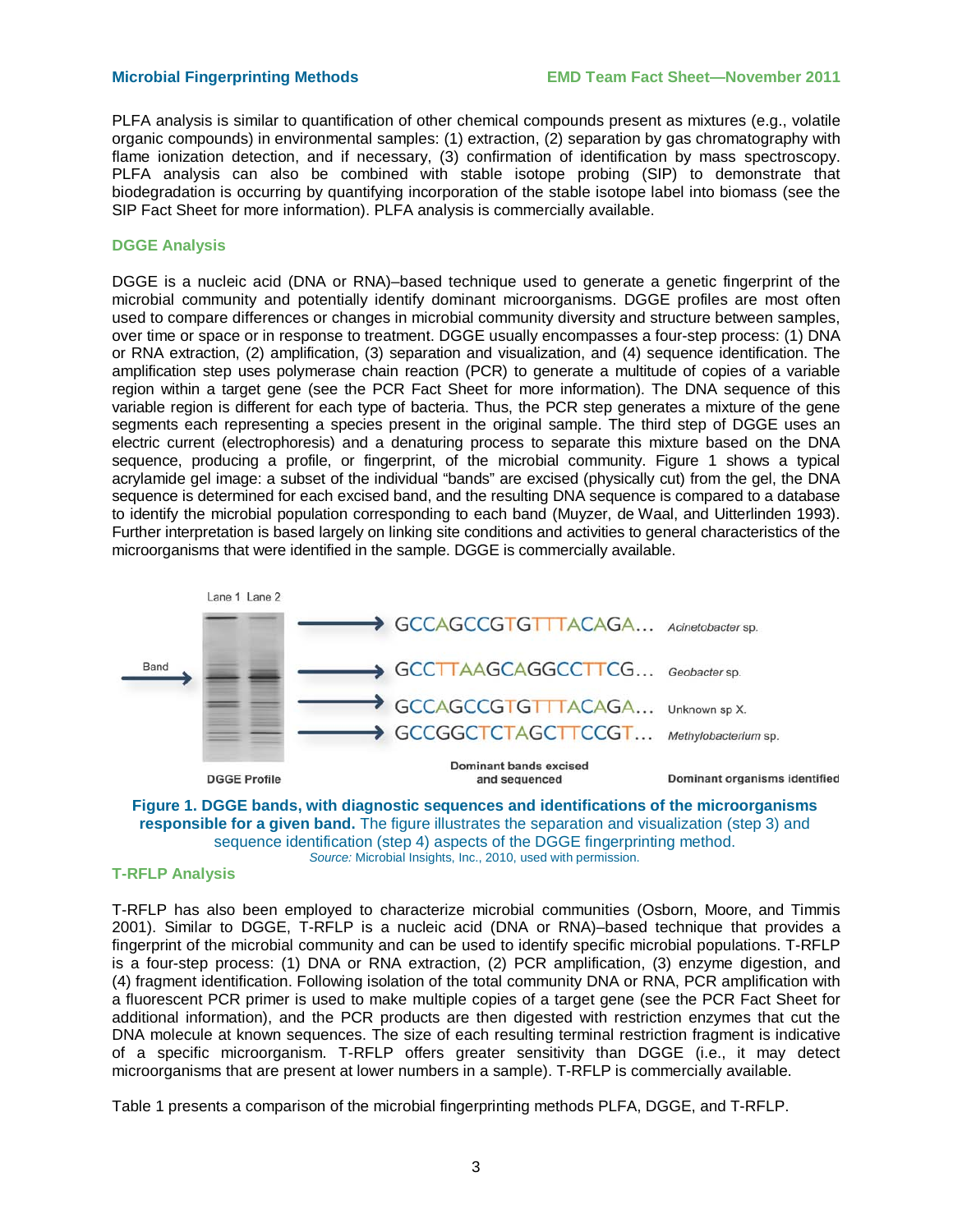PLFA analysis is similar to quantification of other chemical compounds present as mixtures (e.g., volatile organic compounds) in environmental samples: (1) extraction, (2) separation by gas chromatography with flame ionization detection, and if necessary, (3) confirmation of identification by mass spectroscopy. PLFA analysis can also be combined with stable isotope probing (SIP) to demonstrate that biodegradation is occurring by quantifying incorporation of the stable isotope label into biomass (see the SIP Fact Sheet for more information). PLFA analysis is commercially available.

## DGGE Analysis

DGGE is a nucleic acid (DNA or RNA)–based technique used to generate a genetic fingerprint of the microbial community and potentially identify dominant microorganisms. DGGE profiles are most often used to compare differences or changes in microbial community diversity and structure between samples, over time or space or in response to treatment. DGGE usually encompasses a four-step process: (1) DNA or RNA extraction, (2) amplification, (3) separation and visualization, and (4) sequence identification. The amplification step uses polymerase chain reaction (PCR) to generate a multitude of copies of a variable region within a target gene (see the PCR Fact Sheet for more information). The DNA sequence of this variable region is different for each type of bacteria. Thus, the PCR step generates a mixture of the gene segments each representing a species present in the original sample. The third step of DGGE uses an electric current (electrophoresis) and a denaturing process to separate this mixture based on the DNA sequence, producing a profile, or fingerprint, of the microbial community. Figure 1 shows a typical acrylamide gel image: a subset of the individual "bands" are excised (physically cut) from the gel, the DNA sequence is determined for each excised band, and the resulting DNA sequence is compared to a database to identify the microbial population corresponding to each band (Muyzer, de Waal, and Uitterlinden 1993). Further interpretation is based largely on linking site conditions and activities to general characteristics of the microorganisms that were identified in the sample. DGGE is commercially available.

Lane 1 Lane 2

Band

| Dominant bands excised and sequenced | Dominant organisms identified |
|---|---|
| GCCAGCCGTGTTTACAGA... | *Acinetobacter* sp. |
| GCCTTAAGCAGGCCTTCG... | *Geobacter* sp. |
| GCCAGCCGTGTTTACAGA... | Unknown sp X. |
| GCCGGCTCTAGCTTCCGT... | *Methylobacterium* sp. |

DGGE Profile

**Figure 1. DGGE bands, with diagnostic sequences and identifications of the microorganisms responsible for a given band.** The figure illustrates the separation and visualization (step 3) and sequence identification (step 4) aspects of the DGGE fingerprinting method.
*Source:* Microbial Insights, Inc., 2010, used with permission.

## T-RFLP Analysis

T-RFLP has also been employed to characterize microbial communities (Osborn, Moore, and Timmis 2001). Similar to DGGE, T-RFLP is a nucleic acid (DNA or RNA)–based technique that provides a fingerprint of the microbial community and can be used to identify specific microbial populations. T-RFLP is a four-step process: (1) DNA or RNA extraction, (2) PCR amplification, (3) enzyme digestion, and (4) fragment identification. Following isolation of the total community DNA or RNA, PCR amplification with a fluorescent PCR primer is used to make multiple copies of a target gene (see the PCR Fact Sheet for additional information), and the PCR products are then digested with restriction enzymes that cut the DNA molecule at known sequences. The size of each resulting terminal restriction fragment is indicative of a specific microorganism. T-RFLP offers greater sensitivity than DGGE (i.e., it may detect microorganisms that are present at lower numbers in a sample). T-RFLP is commercially available.

Table 1 presents a comparison of the microbial fingerprinting methods PLFA, DGGE, and T-RFLP.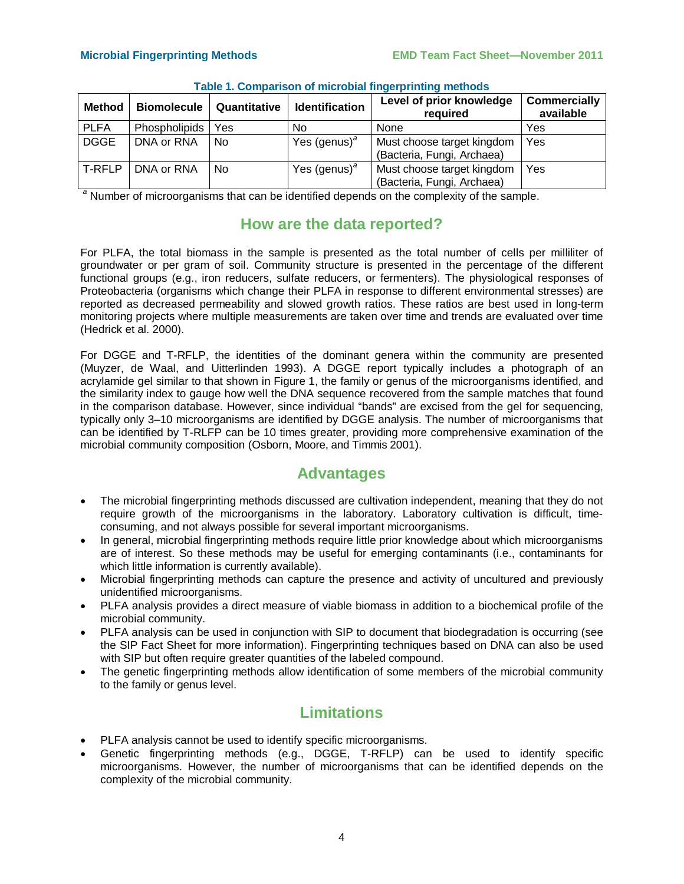**Table 1. Comparison of microbial fingerprinting methods**

| Method | Biomolecule | Quantitative | Identification | Level of prior knowledge required | Commercially available |
|---|---|---|---|---|---|
| PLFA | Phospholipids | Yes | No | None | Yes |
| DGGE | DNA or RNA | No | Yes (genus)[a] | Must choose target kingdom (Bacteria, Fungi, Archaea) | Yes |
| T-RFLP | DNA or RNA | No | Yes (genus)[a] | Must choose target kingdom (Bacteria, Fungi, Archaea) | Yes |

[a] Number of microorganisms that can be identified depends on the complexity of the sample.

## How are the data reported?

For PLFA, the total biomass in the sample is presented as the total number of cells per milliliter of groundwater or per gram of soil. Community structure is presented in the percentage of the different functional groups (e.g., iron reducers, sulfate reducers, or fermenters). The physiological responses of Proteobacteria (organisms which change their PLFA in response to different environmental stresses) are reported as decreased permeability and slowed growth ratios. These ratios are best used in long-term monitoring projects where multiple measurements are taken over time and trends are evaluated over time (Hedrick et al. 2000).

For DGGE and T-RFLP, the identities of the dominant genera within the community are presented (Muyzer, de Waal, and Uitterlinden 1993). A DGGE report typically includes a photograph of an acrylamide gel similar to that shown in Figure 1, the family or genus of the microorganisms identified, and the similarity index to gauge how well the DNA sequence recovered from the sample matches that found in the comparison database. However, since individual "bands" are excised from the gel for sequencing, typically only 3–10 microorganisms are identified by DGGE analysis. The number of microorganisms that can be identified by T-RLFP can be 10 times greater, providing more comprehensive examination of the microbial community composition (Osborn, Moore, and Timmis 2001).

## Advantages

- The microbial fingerprinting methods discussed are cultivation independent, meaning that they do not require growth of the microorganisms in the laboratory. Laboratory cultivation is difficult, time-consuming, and not always possible for several important microorganisms.
- In general, microbial fingerprinting methods require little prior knowledge about which microorganisms are of interest. So these methods may be useful for emerging contaminants (i.e., contaminants for which little information is currently available).
- Microbial fingerprinting methods can capture the presence and activity of uncultured and previously unidentified microorganisms.
- PLFA analysis provides a direct measure of viable biomass in addition to a biochemical profile of the microbial community.
- PLFA analysis can be used in conjunction with SIP to document that biodegradation is occurring (see the SIP Fact Sheet for more information). Fingerprinting techniques based on DNA can also be used with SIP but often require greater quantities of the labeled compound.
- The genetic fingerprinting methods allow identification of some members of the microbial community to the family or genus level.

## Limitations

- PLFA analysis cannot be used to identify specific microorganisms.
- Genetic fingerprinting methods (e.g., DGGE, T-RFLP) can be used to identify specific microorganisms. However, the number of microorganisms that can be identified depends on the complexity of the microbial community.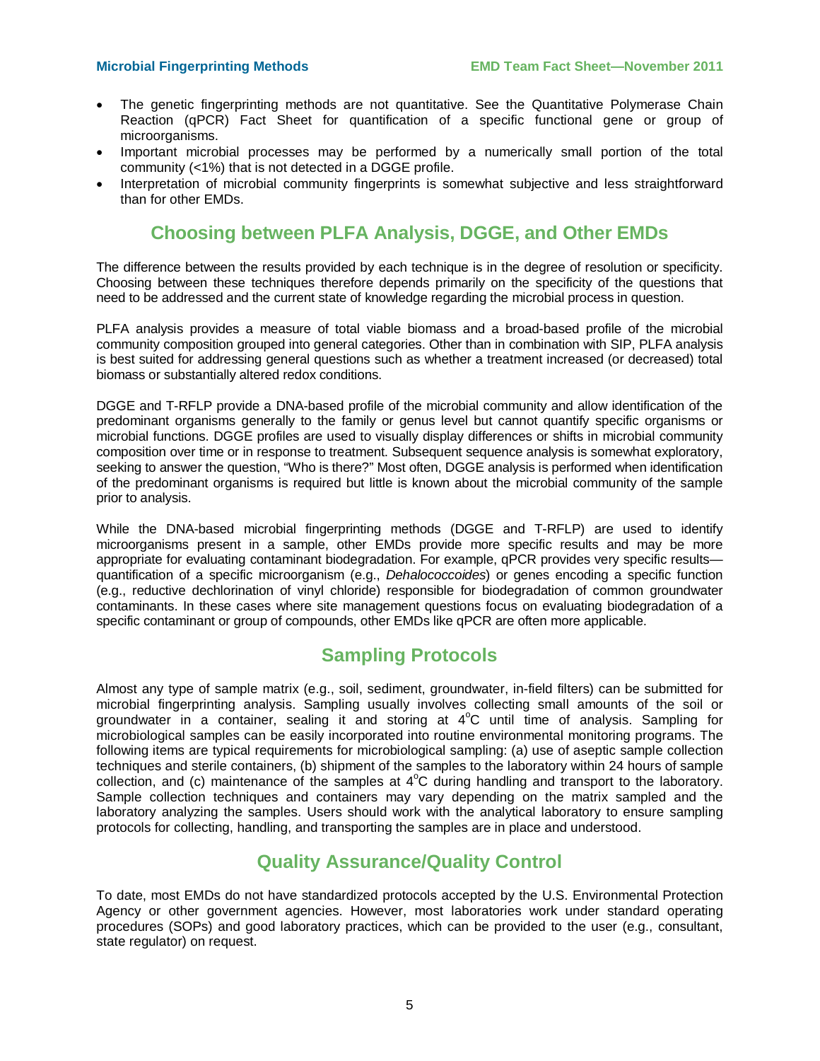- The genetic fingerprinting methods are not quantitative. See the Quantitative Polymerase Chain Reaction (qPCR) Fact Sheet for quantification of a specific functional gene or group of microorganisms.
- Important microbial processes may be performed by a numerically small portion of the total community (<1%) that is not detected in a DGGE profile.
- Interpretation of microbial community fingerprints is somewhat subjective and less straightforward than for other EMDs.

## Choosing between PLFA Analysis, DGGE, and Other EMDs

The difference between the results provided by each technique is in the degree of resolution or specificity. Choosing between these techniques therefore depends primarily on the specificity of the questions that need to be addressed and the current state of knowledge regarding the microbial process in question.

PLFA analysis provides a measure of total viable biomass and a broad-based profile of the microbial community composition grouped into general categories. Other than in combination with SIP, PLFA analysis is best suited for addressing general questions such as whether a treatment increased (or decreased) total biomass or substantially altered redox conditions.

DGGE and T-RFLP provide a DNA-based profile of the microbial community and allow identification of the predominant organisms generally to the family or genus level but cannot quantify specific organisms or microbial functions. DGGE profiles are used to visually display differences or shifts in microbial community composition over time or in response to treatment. Subsequent sequence analysis is somewhat exploratory, seeking to answer the question, "Who is there?" Most often, DGGE analysis is performed when identification of the predominant organisms is required but little is known about the microbial community of the sample prior to analysis.

While the DNA-based microbial fingerprinting methods (DGGE and T-RFLP) are used to identify microorganisms present in a sample, other EMDs provide more specific results and may be more appropriate for evaluating contaminant biodegradation. For example, qPCR provides very specific results—quantification of a specific microorganism (e.g., *Dehalococcoides*) or genes encoding a specific function (e.g., reductive dechlorination of vinyl chloride) responsible for biodegradation of common groundwater contaminants. In these cases where site management questions focus on evaluating biodegradation of a specific contaminant or group of compounds, other EMDs like qPCR are often more applicable.

## Sampling Protocols

Almost any type of sample matrix (e.g., soil, sediment, groundwater, in-field filters) can be submitted for microbial fingerprinting analysis. Sampling usually involves collecting small amounts of the soil or groundwater in a container, sealing it and storing at $4^{o}C$ until time of analysis. Sampling for microbiological samples can be easily incorporated into routine environmental monitoring programs. The following items are typical requirements for microbiological sampling: (a) use of aseptic sample collection techniques and sterile containers, (b) shipment of the samples to the laboratory within 24 hours of sample collection, and (c) maintenance of the samples at $4^{o}C$ during handling and transport to the laboratory. Sample collection techniques and containers may vary depending on the matrix sampled and the laboratory analyzing the samples. Users should work with the analytical laboratory to ensure sampling protocols for collecting, handling, and transporting the samples are in place and understood.

## Quality Assurance/Quality Control

To date, most EMDs do not have standardized protocols accepted by the U.S. Environmental Protection Agency or other government agencies. However, most laboratories work under standard operating procedures (SOPs) and good laboratory practices, which can be provided to the user (e.g., consultant, state regulator) on request.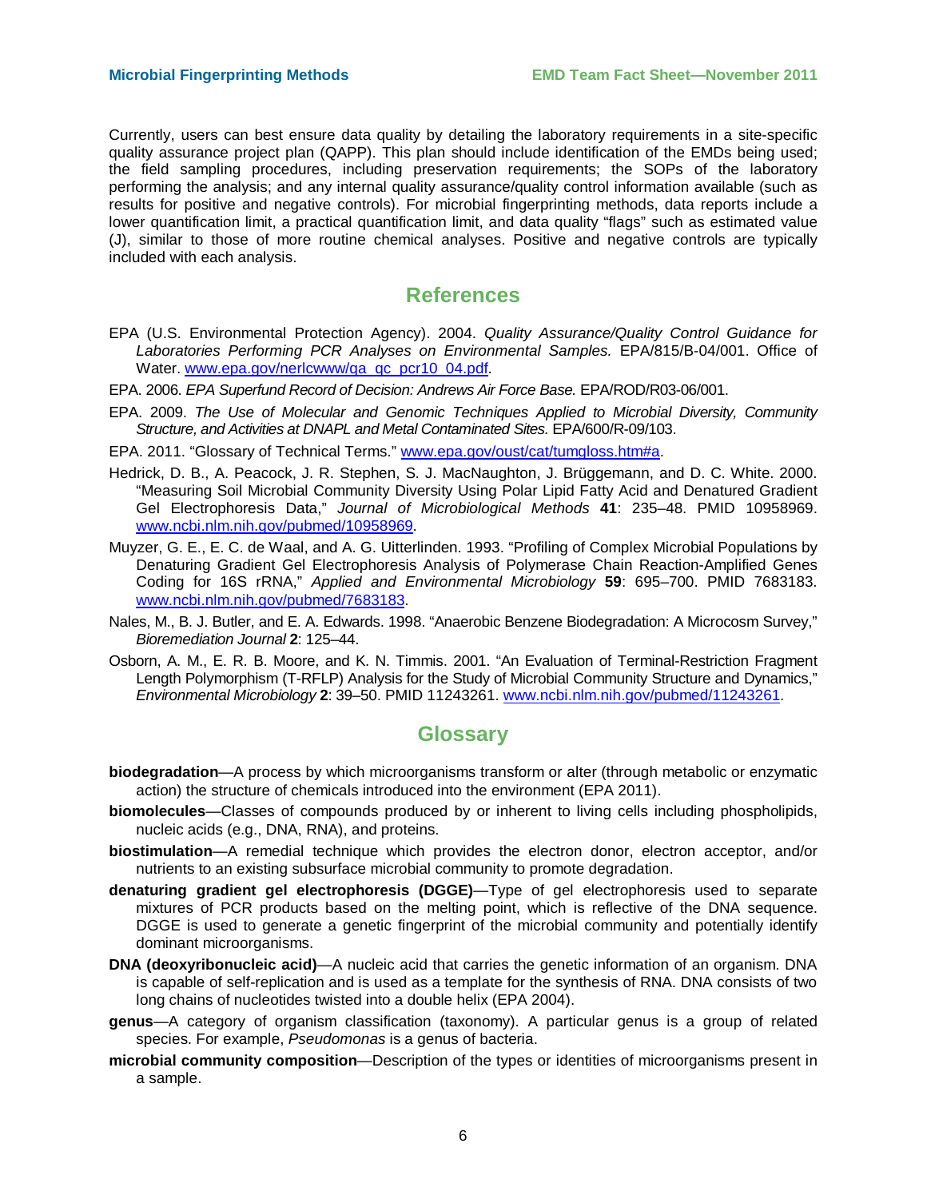Currently, users can best ensure data quality by detailing the laboratory requirements in a site-specific quality assurance project plan (QAPP). This plan should include identification of the EMDs being used; the field sampling procedures, including preservation requirements; the SOPs of the laboratory performing the analysis; and any internal quality assurance/quality control information available (such as results for positive and negative controls). For microbial fingerprinting methods, data reports include a lower quantification limit, a practical quantification limit, and data quality "flags" such as estimated value (J), similar to those of more routine chemical analyses. Positive and negative controls are typically included with each analysis.

## References

EPA (U.S. Environmental Protection Agency). 2004. *Quality Assurance/Quality Control Guidance for Laboratories Performing PCR Analyses on Environmental Samples.* EPA/815/B-04/001. Office of Water. www.epa.gov/nerlcwww/qa_qc_pcr10_04.pdf.

EPA. 2006. *EPA Superfund Record of Decision: Andrews Air Force Base.* EPA/ROD/R03-06/001.

EPA. 2009. *The Use of Molecular and Genomic Techniques Applied to Microbial Diversity, Community Structure, and Activities at DNAPL and Metal Contaminated Sites.* EPA/600/R-09/103.

EPA. 2011. "Glossary of Technical Terms." www.epa.gov/oust/cat/tumgloss.htm#a.

Hedrick, D. B., A. Peacock, J. R. Stephen, S. J. MacNaughton, J. Brüggemann, and D. C. White. 2000. "Measuring Soil Microbial Community Diversity Using Polar Lipid Fatty Acid and Denatured Gradient Gel Electrophoresis Data," *Journal of Microbiological Methods* **41**: 235–48. PMID 10958969. www.ncbi.nlm.nih.gov/pubmed/10958969.

Muyzer, G. E., E. C. de Waal, and A. G. Uitterlinden. 1993. "Profiling of Complex Microbial Populations by Denaturing Gradient Gel Electrophoresis Analysis of Polymerase Chain Reaction-Amplified Genes Coding for 16S rRNA," *Applied and Environmental Microbiology* **59**: 695–700. PMID 7683183. www.ncbi.nlm.nih.gov/pubmed/7683183.

Nales, M., B. J. Butler, and E. A. Edwards. 1998. "Anaerobic Benzene Biodegradation: A Microcosm Survey," *Bioremediation Journal* **2**: 125–44.

Osborn, A. M., E. R. B. Moore, and K. N. Timmis. 2001. "An Evaluation of Terminal-Restriction Fragment Length Polymorphism (T-RFLP) Analysis for the Study of Microbial Community Structure and Dynamics," *Environmental Microbiology* **2**: 39–50. PMID 11243261. www.ncbi.nlm.nih.gov/pubmed/11243261.

## Glossary

**biodegradation**—A process by which microorganisms transform or alter (through metabolic or enzymatic action) the structure of chemicals introduced into the environment (EPA 2011).

**biomolecules**—Classes of compounds produced by or inherent to living cells including phospholipids, nucleic acids (e.g., DNA, RNA), and proteins.

**biostimulation**—A remedial technique which provides the electron donor, electron acceptor, and/or nutrients to an existing subsurface microbial community to promote degradation.

**denaturing gradient gel electrophoresis (DGGE)**—Type of gel electrophoresis used to separate mixtures of PCR products based on the melting point, which is reflective of the DNA sequence. DGGE is used to generate a genetic fingerprint of the microbial community and potentially identify dominant microorganisms.

**DNA (deoxyribonucleic acid)**—A nucleic acid that carries the genetic information of an organism. DNA is capable of self-replication and is used as a template for the synthesis of RNA. DNA consists of two long chains of nucleotides twisted into a double helix (EPA 2004).

**genus**—A category of organism classification (taxonomy). A particular genus is a group of related species. For example, *Pseudomonas* is a genus of bacteria.

**microbial community composition**—Description of the types or identities of microorganisms present in a sample.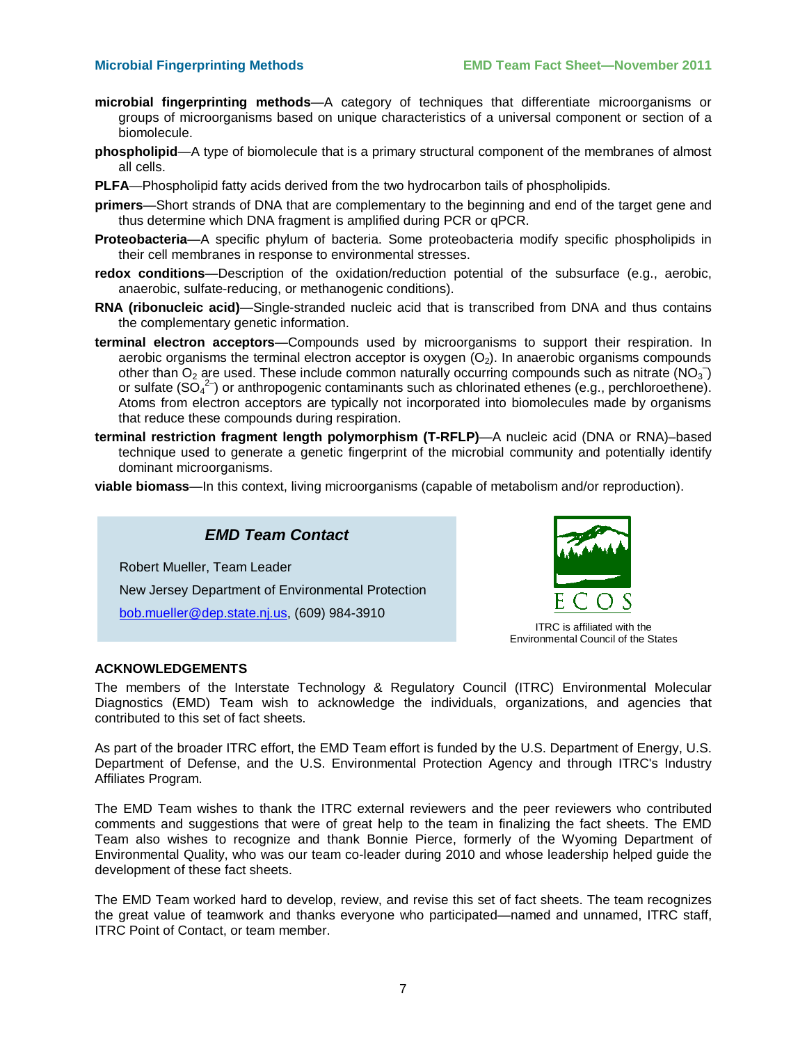**microbial fingerprinting methods**—A category of techniques that differentiate microorganisms or groups of microorganisms based on unique characteristics of a universal component or section of a biomolecule.

**phospholipid**—A type of biomolecule that is a primary structural component of the membranes of almost all cells.

**PLFA**—Phospholipid fatty acids derived from the two hydrocarbon tails of phospholipids.

**primers**—Short strands of DNA that are complementary to the beginning and end of the target gene and thus determine which DNA fragment is amplified during PCR or qPCR.

**Proteobacteria**—A specific phylum of bacteria. Some proteobacteria modify specific phospholipids in their cell membranes in response to environmental stresses.

**redox conditions**—Description of the oxidation/reduction potential of the subsurface (e.g., aerobic, anaerobic, sulfate-reducing, or methanogenic conditions).

**RNA (ribonucleic acid)**—Single-stranded nucleic acid that is transcribed from DNA and thus contains the complementary genetic information.

**terminal electron acceptors**—Compounds used by microorganisms to support their respiration. In aerobic organisms the terminal electron acceptor is oxygen ($O_2$). In anaerobic organisms compounds other than $O_2$ are used. These include common naturally occurring compounds such as nitrate ($NO_3^-$) or sulfate ($SO_4^{2-}$) or anthropogenic contaminants such as chlorinated ethenes (e.g., perchloroethene). Atoms from electron acceptors are typically not incorporated into biomolecules made by organisms that reduce these compounds during respiration.

**terminal restriction fragment length polymorphism (T-RFLP)**—A nucleic acid (DNA or RNA)–based technique used to generate a genetic fingerprint of the microbial community and potentially identify dominant microorganisms.

**viable biomass**—In this context, living microorganisms (capable of metabolism and/or reproduction).

### *EMD Team Contact*

Robert Mueller, Team Leader

New Jersey Department of Environmental Protection

bob.mueller@dep.state.nj.us, (609) 984-3910

ECOS

ITRC is affiliated with the Environmental Council of the States

## ACKNOWLEDGEMENTS

The members of the Interstate Technology & Regulatory Council (ITRC) Environmental Molecular Diagnostics (EMD) Team wish to acknowledge the individuals, organizations, and agencies that contributed to this set of fact sheets.

As part of the broader ITRC effort, the EMD Team effort is funded by the U.S. Department of Energy, U.S. Department of Defense, and the U.S. Environmental Protection Agency and through ITRC's Industry Affiliates Program.

The EMD Team wishes to thank the ITRC external reviewers and the peer reviewers who contributed comments and suggestions that were of great help to the team in finalizing the fact sheets. The EMD Team also wishes to recognize and thank Bonnie Pierce, formerly of the Wyoming Department of Environmental Quality, who was our team co-leader during 2010 and whose leadership helped guide the development of these fact sheets.

The EMD Team worked hard to develop, review, and revise this set of fact sheets. The team recognizes the great value of teamwork and thanks everyone who participated—named and unnamed, ITRC staff, ITRC Point of Contact, or team member.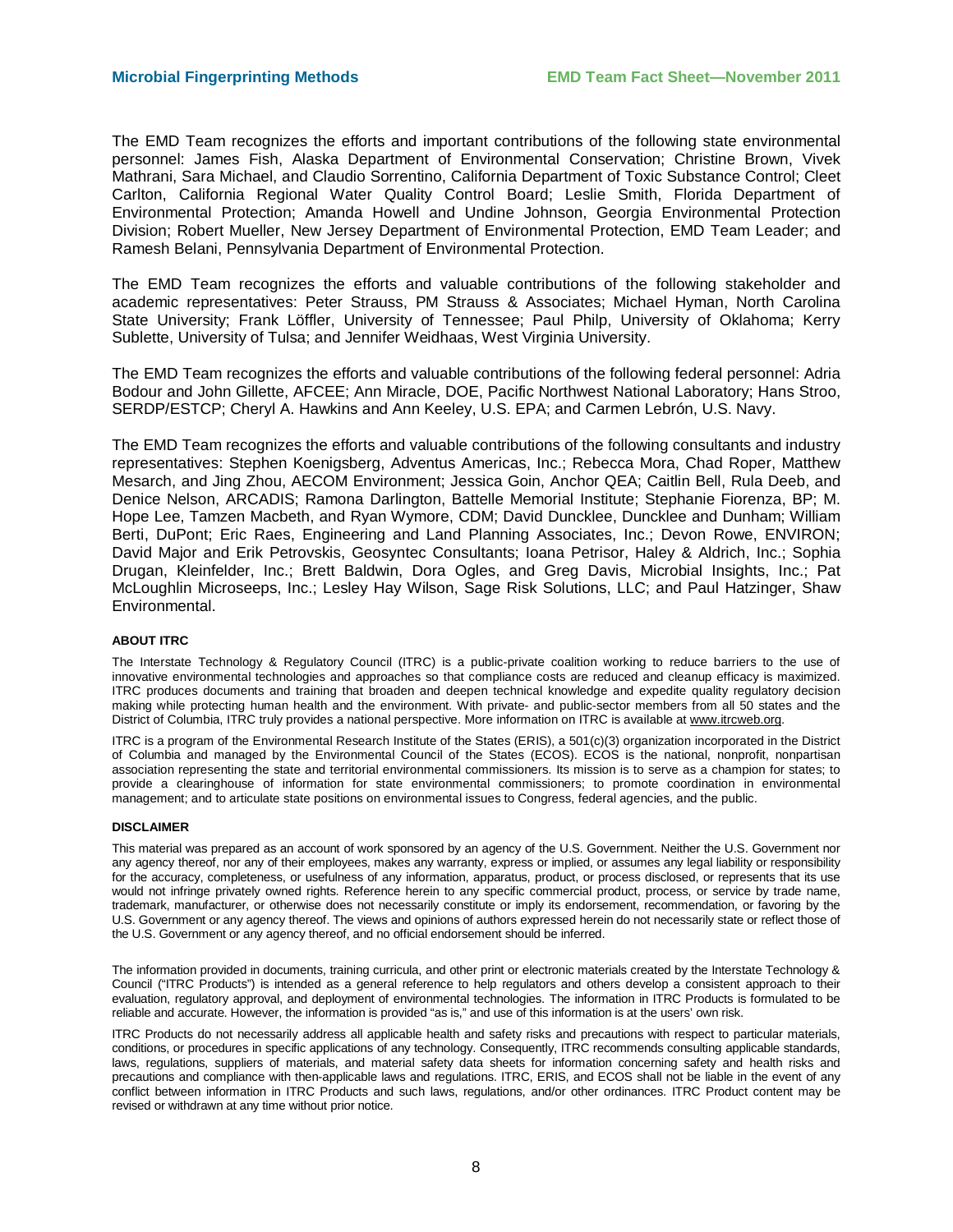The EMD Team recognizes the efforts and important contributions of the following state environmental personnel: James Fish, Alaska Department of Environmental Conservation; Christine Brown, Vivek Mathrani, Sara Michael, and Claudio Sorrentino, California Department of Toxic Substance Control; Cleet Carlton, California Regional Water Quality Control Board; Leslie Smith, Florida Department of Environmental Protection; Amanda Howell and Undine Johnson, Georgia Environmental Protection Division; Robert Mueller, New Jersey Department of Environmental Protection, EMD Team Leader; and Ramesh Belani, Pennsylvania Department of Environmental Protection.

The EMD Team recognizes the efforts and valuable contributions of the following stakeholder and academic representatives: Peter Strauss, PM Strauss & Associates; Michael Hyman, North Carolina State University; Frank Löffler, University of Tennessee; Paul Philp, University of Oklahoma; Kerry Sublette, University of Tulsa; and Jennifer Weidhaas, West Virginia University.

The EMD Team recognizes the efforts and valuable contributions of the following federal personnel: Adria Bodour and John Gillette, AFCEE; Ann Miracle, DOE, Pacific Northwest National Laboratory; Hans Stroo, SERDP/ESTCP; Cheryl A. Hawkins and Ann Keeley, U.S. EPA; and Carmen Lebrón, U.S. Navy.

The EMD Team recognizes the efforts and valuable contributions of the following consultants and industry representatives: Stephen Koenigsberg, Adventus Americas, Inc.; Rebecca Mora, Chad Roper, Matthew Mesarch, and Jing Zhou, AECOM Environment; Jessica Goin, Anchor QEA; Caitlin Bell, Rula Deeb, and Denice Nelson, ARCADIS; Ramona Darlington, Battelle Memorial Institute; Stephanie Fiorenza, BP; M. Hope Lee, Tamzen Macbeth, and Ryan Wymore, CDM; David Duncklee, Duncklee and Dunham; William Berti, DuPont; Eric Raes, Engineering and Land Planning Associates, Inc.; Devon Rowe, ENVIRON; David Major and Erik Petrovskis, Geosyntec Consultants; Ioana Petrisor, Haley & Aldrich, Inc.; Sophia Drugan, Kleinfelder, Inc.; Brett Baldwin, Dora Ogles, and Greg Davis, Microbial Insights, Inc.; Pat McLoughlin Microseeps, Inc.; Lesley Hay Wilson, Sage Risk Solutions, LLC; and Paul Hatzinger, Shaw Environmental.

#### ABOUT ITRC

The Interstate Technology & Regulatory Council (ITRC) is a public-private coalition working to reduce barriers to the use of innovative environmental technologies and approaches so that compliance costs are reduced and cleanup efficacy is maximized. ITRC produces documents and training that broaden and deepen technical knowledge and expedite quality regulatory decision making while protecting human health and the environment. With private- and public-sector members from all 50 states and the District of Columbia, ITRC truly provides a national perspective. More information on ITRC is available at www.itrcweb.org.

ITRC is a program of the Environmental Research Institute of the States (ERIS), a 501(c)(3) organization incorporated in the District of Columbia and managed by the Environmental Council of the States (ECOS). ECOS is the national, nonprofit, nonpartisan association representing the state and territorial environmental commissioners. Its mission is to serve as a champion for states; to provide a clearinghouse of information for state environmental commissioners; to promote coordination in environmental management; and to articulate state positions on environmental issues to Congress, federal agencies, and the public.

#### DISCLAIMER

This material was prepared as an account of work sponsored by an agency of the U.S. Government. Neither the U.S. Government nor any agency thereof, nor any of their employees, makes any warranty, express or implied, or assumes any legal liability or responsibility for the accuracy, completeness, or usefulness of any information, apparatus, product, or process disclosed, or represents that its use would not infringe privately owned rights. Reference herein to any specific commercial product, process, or service by trade name, trademark, manufacturer, or otherwise does not necessarily constitute or imply its endorsement, recommendation, or favoring by the U.S. Government or any agency thereof. The views and opinions of authors expressed herein do not necessarily state or reflect those of the U.S. Government or any agency thereof, and no official endorsement should be inferred.

The information provided in documents, training curricula, and other print or electronic materials created by the Interstate Technology & Council ("ITRC Products") is intended as a general reference to help regulators and others develop a consistent approach to their evaluation, regulatory approval, and deployment of environmental technologies. The information in ITRC Products is formulated to be reliable and accurate. However, the information is provided "as is," and use of this information is at the users' own risk.

ITRC Products do not necessarily address all applicable health and safety risks and precautions with respect to particular materials, conditions, or procedures in specific applications of any technology. Consequently, ITRC recommends consulting applicable standards, laws, regulations, suppliers of materials, and material safety data sheets for information concerning safety and health risks and precautions and compliance with then-applicable laws and regulations. ITRC, ERIS, and ECOS shall not be liable in the event of any conflict between information in ITRC Products and such laws, regulations, and/or other ordinances. ITRC Product content may be revised or withdrawn at any time without prior notice.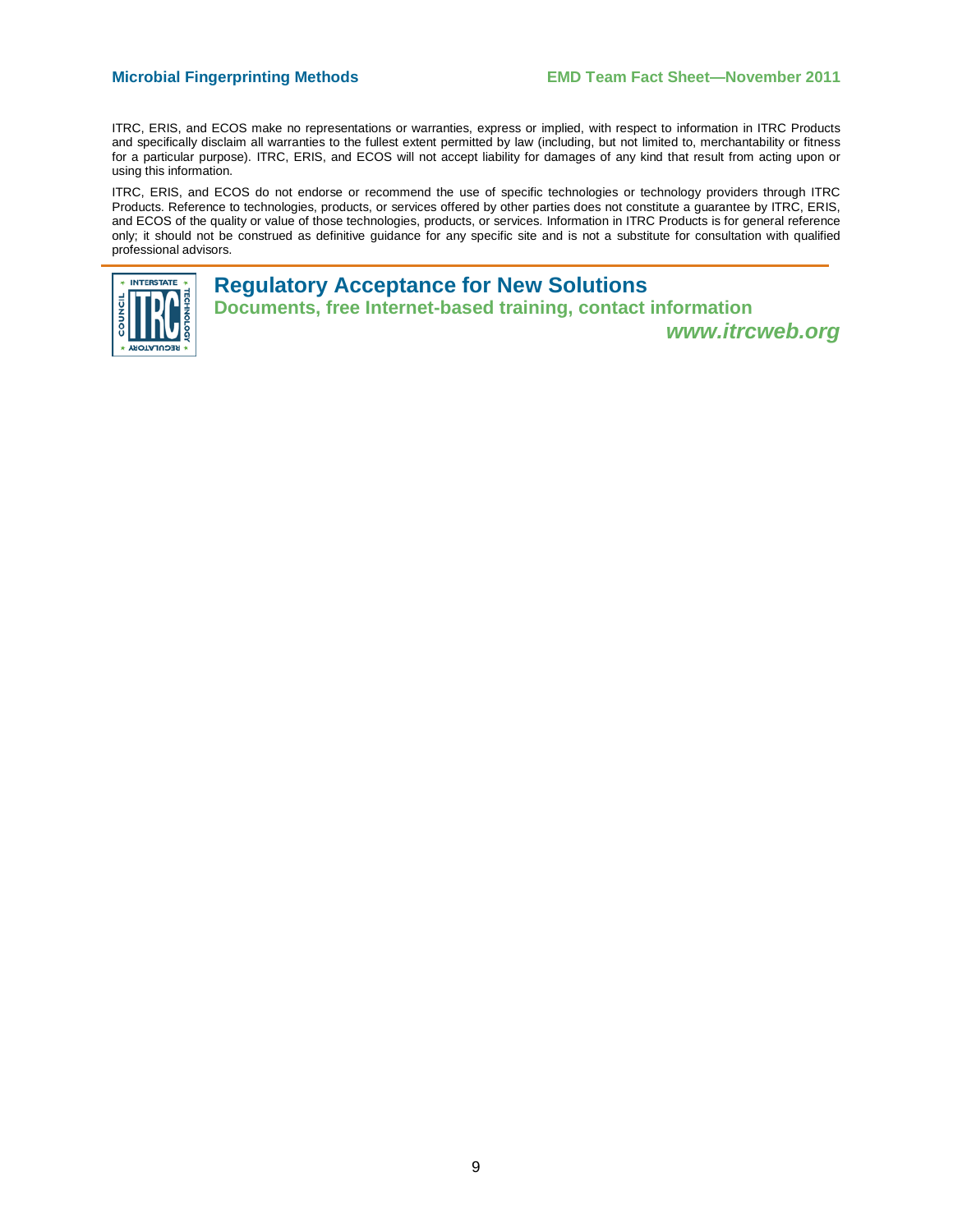ITRC, ERIS, and ECOS make no representations or warranties, express or implied, with respect to information in ITRC Products and specifically disclaim all warranties to the fullest extent permitted by law (including, but not limited to, merchantability or fitness for a particular purpose). ITRC, ERIS, and ECOS will not accept liability for damages of any kind that result from acting upon or using this information.

ITRC, ERIS, and ECOS do not endorse or recommend the use of specific technologies or technology providers through ITRC Products. Reference to technologies, products, or services offered by other parties does not constitute a guarantee by ITRC, ERIS, and ECOS of the quality or value of those technologies, products, or services. Information in ITRC Products is for general reference only; it should not be construed as definitive guidance for any specific site and is not a substitute for consultation with qualified professional advisors.

---

## Regulatory Acceptance for New Solutions

**Documents, free Internet-based training, contact information**

***www.itrcweb.org***